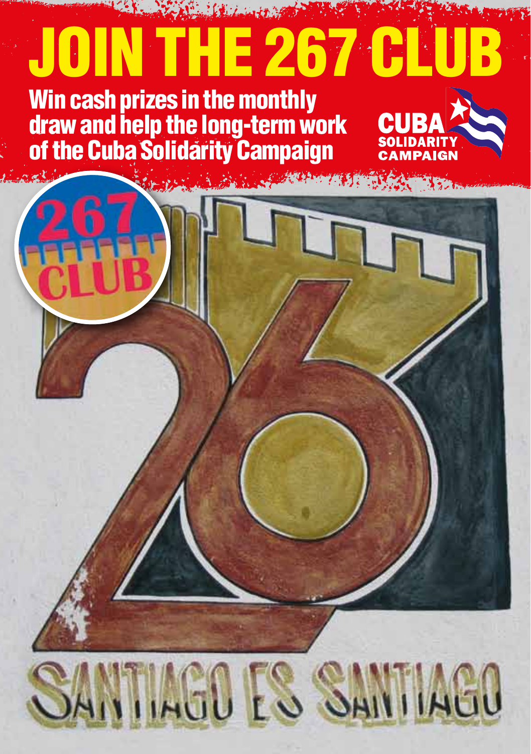# JOIN THE 267 CLUB

**Win cash prizes in the monthly draw and help the long-term work of the Cuba Solidarity Campaign**

CUBA SOLIDARITY CAMPAIGN

267 CLUB

SANTIAGO ES SANTIAGO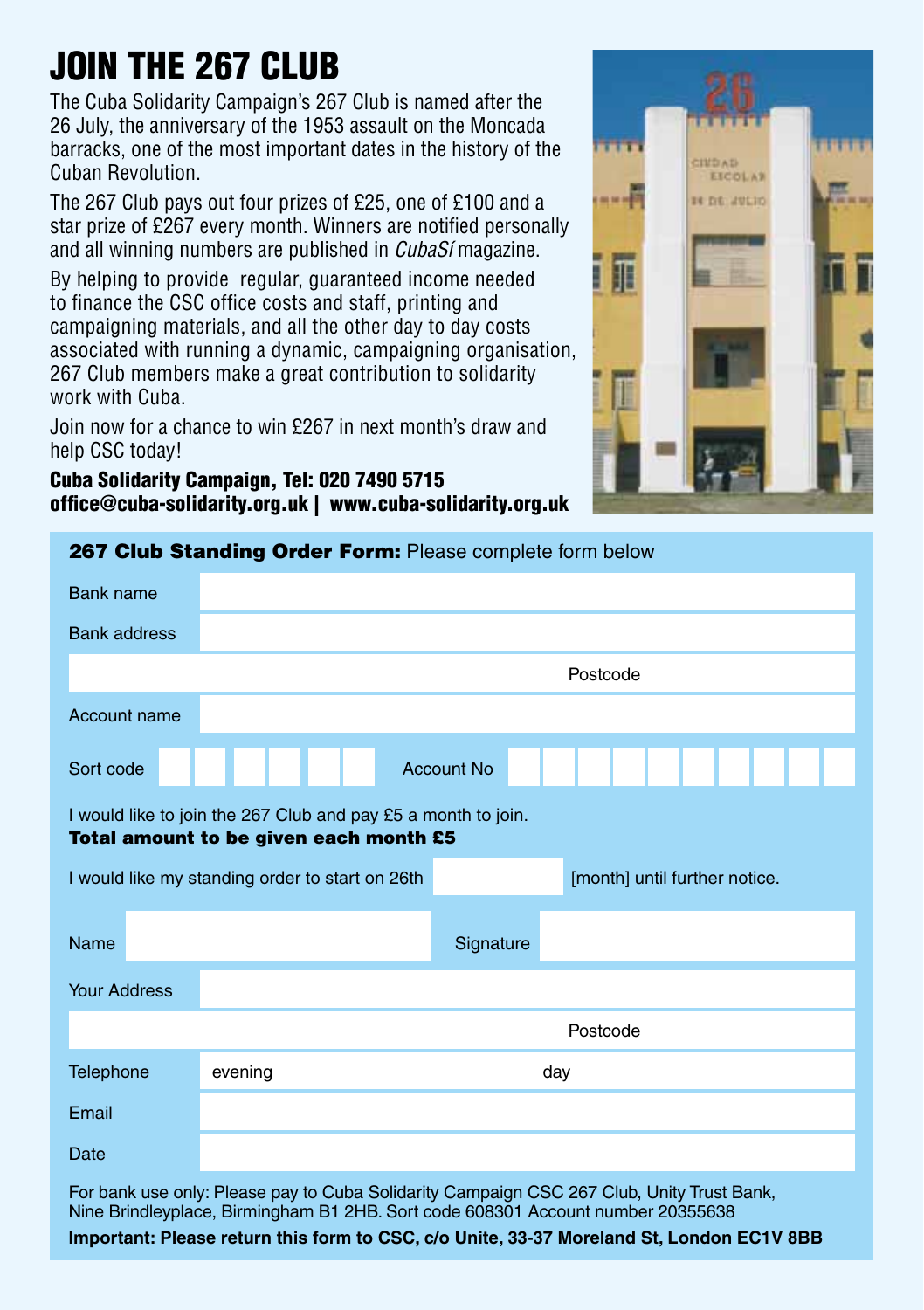# JOIN THE 267 CLUB

The Cuba Solidarity Campaign's 267 Club is named after the 26 July, the anniversary of the 1953 assault on the Moncada barracks, one of the most important dates in the history of the Cuban Revolution.

The 267 Club pays out four prizes of £25, one of £100 and a star prize of £267 every month. Winners are notified personally and all winning numbers are published in *CubaSí* magazine.

By helping to provide regular, guaranteed income needed to finance the CSC office costs and staff, printing and campaigning materials, and all the other day to day costs associated with running a dynamic, campaigning organisation, 267 Club members make a great contribution to solidarity work with Cuba.

Join now for a chance to win £267 in next month's draw and help CSC today!

**Cuba Solidarity Campaign, Tel: 020 7490 5715**
**office@cuba-solidarity.org.uk | www.cuba-solidarity.org.uk**

**267 Club Standing Order Form:** Please complete form below

Bank name

Bank address

Postcode

Account name

Sort code Account No

I would like to join the 267 Club and pay £5 a month to join.
**Total amount to be given each month £5**

I would like my standing order to start on 26th [month] until further notice.

Name Signature

Your Address

Postcode

Telephone evening day

Email

Date

For bank use only: Please pay to Cuba Solidarity Campaign CSC 267 Club, Unity Trust Bank, Nine Brindleyplace, Birmingham B1 2HB. Sort code 608301 Account number 20355638

**Important: Please return this form to CSC, c/o Unite, 33-37 Moreland St, London EC1V 8BB**